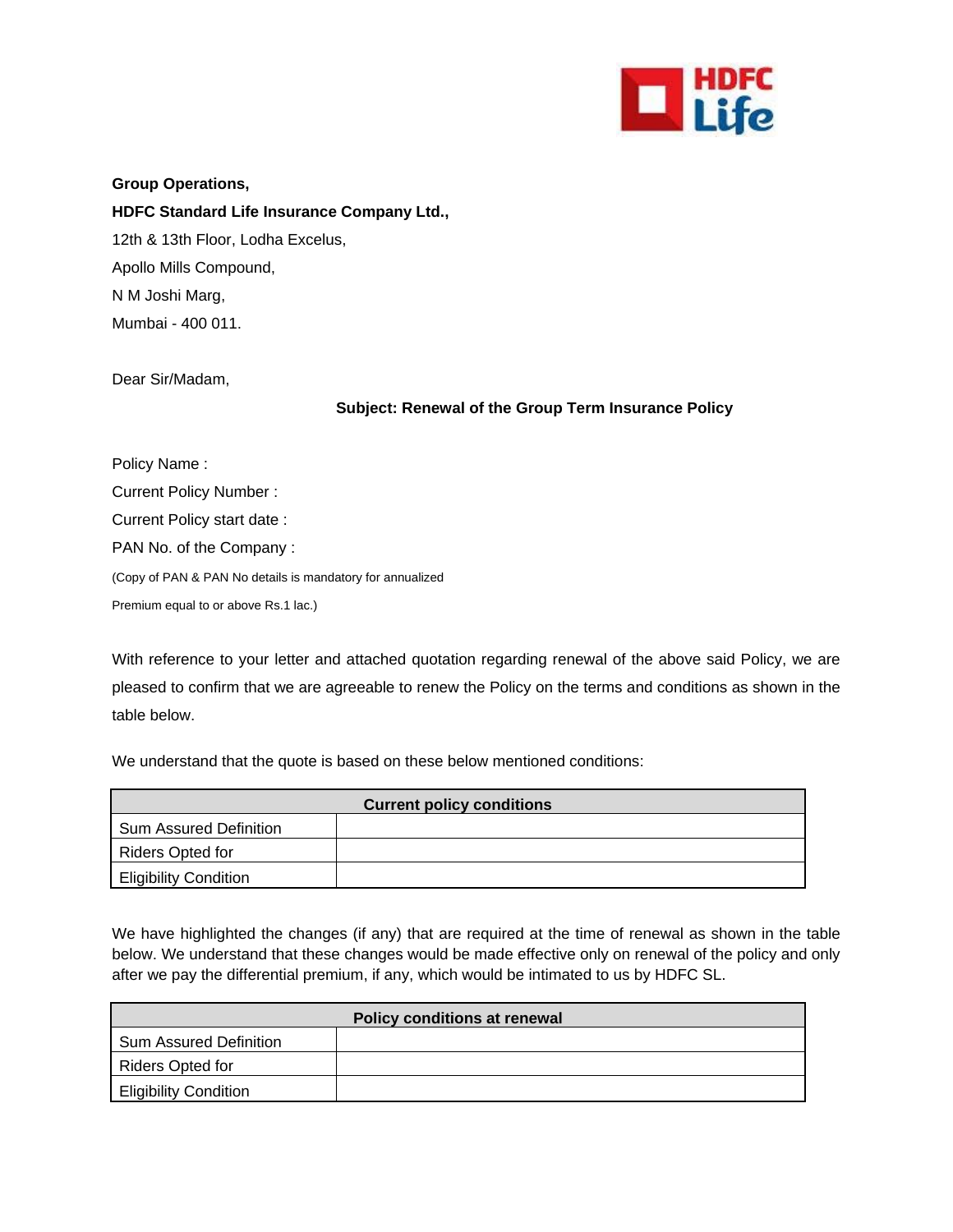**Group Operations,**

**HDFC Standard Life Insurance Company Ltd.,**

12th & 13th Floor, Lodha Excelus,

Apollo Mills Compound,

N M Joshi Marg,

Mumbai - 400 011.

Dear Sir/Madam,

**Subject: Renewal of the Group Term Insurance Policy**

Policy Name :

Current Policy Number :

Current Policy start date :

PAN No. of the Company :

(Copy of PAN & PAN No details is mandatory for annualized Premium equal to or above Rs.1 lac.)

With reference to your letter and attached quotation regarding renewal of the above said Policy, we are pleased to confirm that we are agreeable to renew the Policy on the terms and conditions as shown in the table below.

We understand that the quote is based on these below mentioned conditions:

| **Current policy conditions** | |
|---|---|
| Sum Assured Definition | |
| Riders Opted for | |
| Eligibility Condition | |

We have highlighted the changes (if any) that are required at the time of renewal as shown in the table below. We understand that these changes would be made effective only on renewal of the policy and only after we pay the differential premium, if any, which would be intimated to us by HDFC SL.

| **Policy conditions at renewal** | |
|---|---|
| Sum Assured Definition | |
| Riders Opted for | |
| Eligibility Condition | |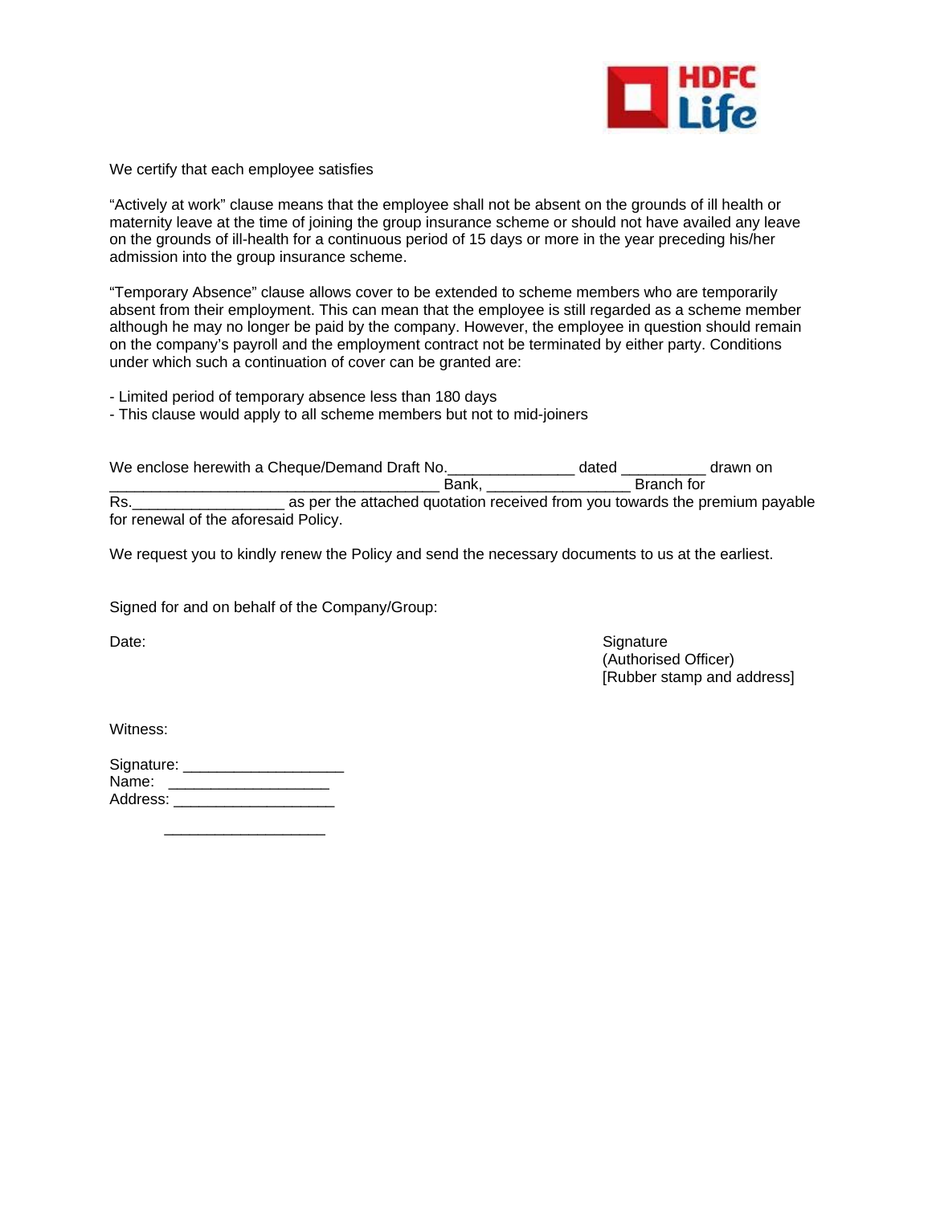We certify that each employee satisfies

“Actively at work” clause means that the employee shall not be absent on the grounds of ill health or maternity leave at the time of joining the group insurance scheme or should not have availed any leave on the grounds of ill-health for a continuous period of 15 days or more in the year preceding his/her admission into the group insurance scheme.

“Temporary Absence” clause allows cover to be extended to scheme members who are temporarily absent from their employment. This can mean that the employee is still regarded as a scheme member although he may no longer be paid by the company. However, the employee in question should remain on the company’s payroll and the employment contract not be terminated by either party. Conditions under which such a continuation of cover can be granted are:

- Limited period of temporary absence less than 180 days
- This clause would apply to all scheme members but not to mid-joiners

We enclose herewith a Cheque/Demand Draft No._______________ dated __________ drawn on _______________________________________ Bank, ________________ Branch for Rs._________________ as per the attached quotation received from you towards the premium payable for renewal of the aforesaid Policy.

We request you to kindly renew the Policy and send the necessary documents to us at the earliest.

Signed for and on behalf of the Company/Group:

Date:

Signature
(Authorised Officer)
[Rubber stamp and address]

Witness:

Signature: ___________________
Name: ___________________
Address: ___________________
___________________